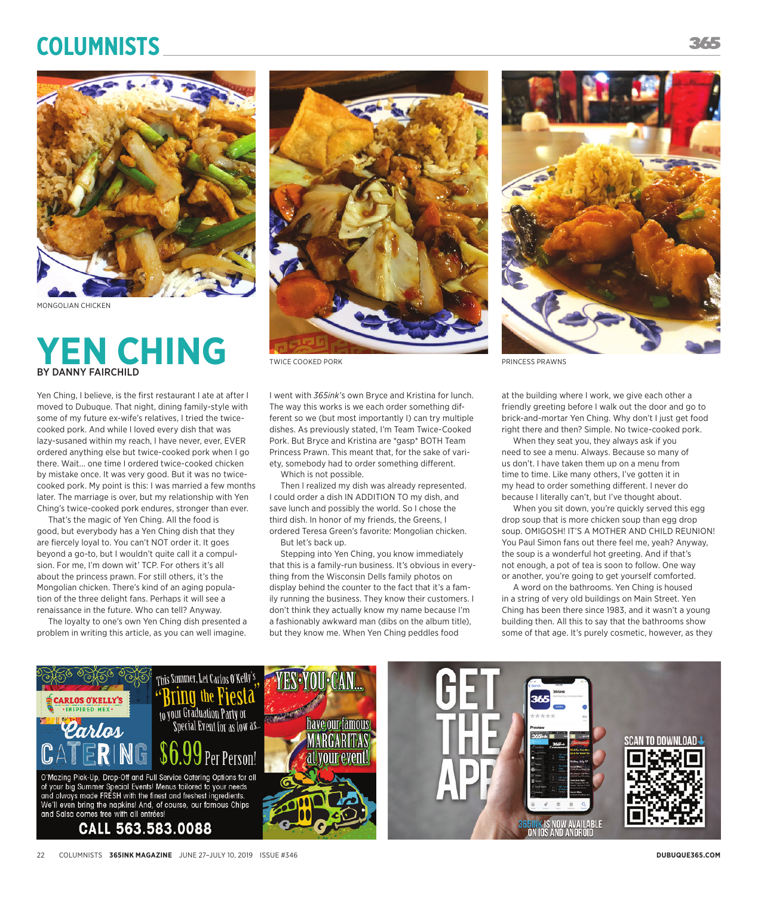MONGOLIAN CHICKEN

TWICE COOKED PORK

PRINCESS PRAWNS

# YEN CHING

**BY DANNY FAIRCHILD**

Yen Ching, I believe, is the first restaurant I ate at after I moved to Dubuque. That night, dining family-style with some of my future ex-wife's relatives, I tried the twice-cooked pork. And while I loved every dish that was lazy-susaned within my reach, I have never, ever, EVER ordered anything else but twice-cooked pork when I go there. Wait… one time I ordered twice-cooked chicken by mistake once. It was very good. But it was no twice-cooked pork. My point is this: I was married a few months later. The marriage is over, but my relationship with Yen Ching's twice-cooked pork endures, stronger than ever.

That's the magic of Yen Ching. All the food is good, but everybody has a Yen Ching dish that they are fiercely loyal to. You can't NOT order it. It goes beyond a go-to, but I wouldn't quite call it a compulsion. For me, I'm down wit' TCP. For others it's all about the princess prawn. For still others, it's the Mongolian chicken. There's kind of an aging population of the three delight fans. Perhaps it will see a renaissance in the future. Who can tell? Anyway.

The loyalty to one's own Yen Ching dish presented a problem in writing this article, as you can well imagine. I went with *365ink*'s own Bryce and Kristina for lunch. The way this works is we each order something different so we (but most importantly I) can try multiple dishes. As previously stated, I'm Team Twice-Cooked Pork. But Bryce and Kristina are *gasp* BOTH Team Princess Prawn. This meant that, for the sake of variety, somebody had to order something different.

Which is not possible.

Then I realized my dish was already represented. I could order a dish IN ADDITION TO my dish, and save lunch and possibly the world. So I chose the third dish. In honor of my friends, the Greens, I ordered Teresa Green's favorite: Mongolian chicken.

But let's back up.

Stepping into Yen Ching, you know immediately that this is a family-run business. It's obvious in everything from the Wisconsin Dells family photos on display behind the counter to the fact that it's a family running the business. They know their customers. I don't think they actually know my name because I'm a fashionably awkward man (dibs on the album title), but they know me. When Yen Ching peddles food at the building where I work, we give each other a friendly greeting before I walk out the door and go to brick-and-mortar Yen Ching. Why don't I just get food right there and then? Simple. No twice-cooked pork.

When they seat you, they always ask if you need to see a menu. Always. Because so many of us don't. I have taken them up on a menu from time to time. Like many others, I've gotten it in my head to order something different. I never do because I literally can't, but I've thought about.

When you sit down, you're quickly served this egg drop soup that is more chicken soup than egg drop soup. OMIGOSH! IT'S A MOTHER AND CHILD REUNION! You Paul Simon fans out there feel me, yeah? Anyway, the soup is a wonderful hot greeting. And if that's not enough, a pot of tea is soon to follow. One way or another, you're going to get yourself comforted.

A word on the bathrooms. Yen Ching is housed in a string of very old buildings on Main Street. Yen Ching has been there since 1983, and it wasn't a young building then. All this to say that the bathrooms show some of that age. It's purely cosmetic, however, as they

---

CARLOS O'KELLY'S · INSPIRED MEX ·

**Carlos CATERING**

This Summer, Let Carlos O'Kelly's "Bring the Fiesta" to your Graduation Party or Special Event for as low as...

**$6.99 Per Person!**

O'Mazing Pick-Up, Drop-Off and Full Service Catering Options for all of your big Summer Special Events! Menus tailored to your needs and always made FRESH with the finest and freshest ingredients. We'll even bring the napkins! And, of course, our famous Chips and Salsa comes free with all entrées!

**CALL 563.583.0088**

YES·YOU·CAN... have our famous MARGARITAS at your event!

---

**GET THE APP**

365INK IS NOW AVAILABLE ON IOS AND ANDROID

SCAN TO DOWNLOAD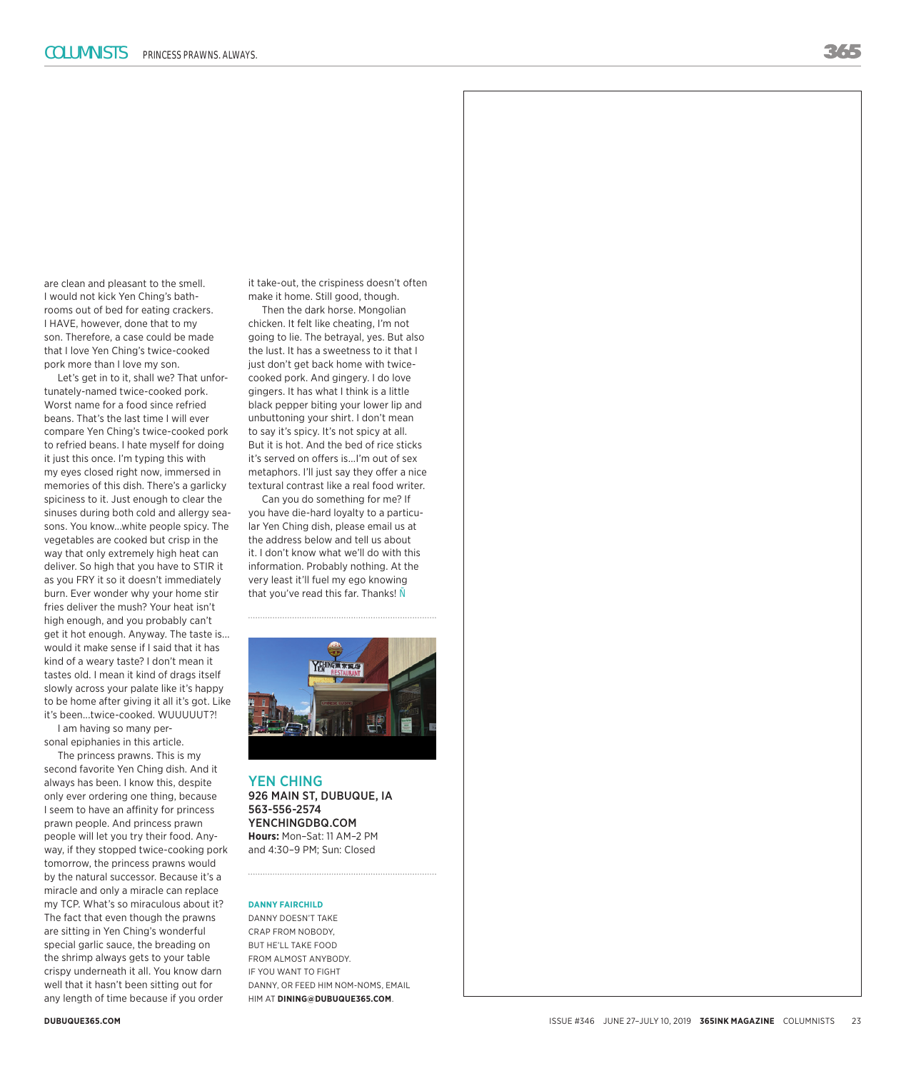are clean and pleasant to the smell. I would not kick Yen Ching's bathrooms out of bed for eating crackers. I HAVE, however, done that to my son. Therefore, a case could be made that I love Yen Ching's twice-cooked pork more than I love my son.

Let's get in to it, shall we? That unfortunately-named twice-cooked pork. Worst name for a food since refried beans. That's the last time I will ever compare Yen Ching's twice-cooked pork to refried beans. I hate myself for doing it just this once. I'm typing this with my eyes closed right now, immersed in memories of this dish. There's a garlicky spiciness to it. Just enough to clear the sinuses during both cold and allergy seasons. You know…white people spicy. The vegetables are cooked but crisp in the way that only extremely high heat can deliver. So high that you have to STIR it as you FRY it so it doesn't immediately burn. Ever wonder why your home stir fries deliver the mush? Your heat isn't high enough, and you probably can't get it hot enough. Anyway. The taste is… would it make sense if I said that it has kind of a weary taste? I don't mean it tastes old. I mean it kind of drags itself slowly across your palate like it's happy to be home after giving it all it's got. Like it's been…twice-cooked. WUUUUUT?!

I am having so many personal epiphanies in this article.

The princess prawns. This is my second favorite Yen Ching dish. And it always has been. I know this, despite only ever ordering one thing, because I seem to have an affinity for princess prawn people. And princess prawn people will let you try their food. Anyway, if they stopped twice-cooking pork tomorrow, the princess prawns would by the natural successor. Because it's a miracle and only a miracle can replace my TCP. What's so miraculous about it? The fact that even though the prawns are sitting in Yen Ching's wonderful special garlic sauce, the breading on the shrimp always gets to your table crispy underneath it all. You know darn well that it hasn't been sitting out for any length of time because if you order it take-out, the crispiness doesn't often make it home. Still good, though.

Then the dark horse. Mongolian chicken. It felt like cheating, I'm not going to lie. The betrayal, yes. But also the lust. It has a sweetness to it that I just don't get back home with twice-cooked pork. And gingery. I do love gingers. It has what I think is a little black pepper biting your lower lip and unbuttoning your shirt. I don't mean to say it's spicy. It's not spicy at all. But it is hot. And the bed of rice sticks it's served on offers is…I'm out of sex metaphors. I'll just say they offer a nice textural contrast like a real food writer.

Can you do something for me? If you have die-hard loyalty to a particular Yen Ching dish, please email us at the address below and tell us about it. I don't know what we'll do with this information. Probably nothing. At the very least it'll fuel my ego knowing that you've read this far. Thanks! Ñ

## YEN CHING

**926 MAIN ST, DUBUQUE, IA**
**563-556-2574**
**YENCHINGDBQ.COM**
**Hours:** Mon–Sat: 11 AM–2 PM and 4:30–9 PM; Sun: Closed

**DANNY FAIRCHILD**

DANNY DOESN'T TAKE CRAP FROM NOBODY, BUT HE'LL TAKE FOOD FROM ALMOST ANYBODY. IF YOU WANT TO FIGHT DANNY, OR FEED HIM NOM-NOMS, EMAIL HIM AT **DINING@DUBUQUE365.COM**.